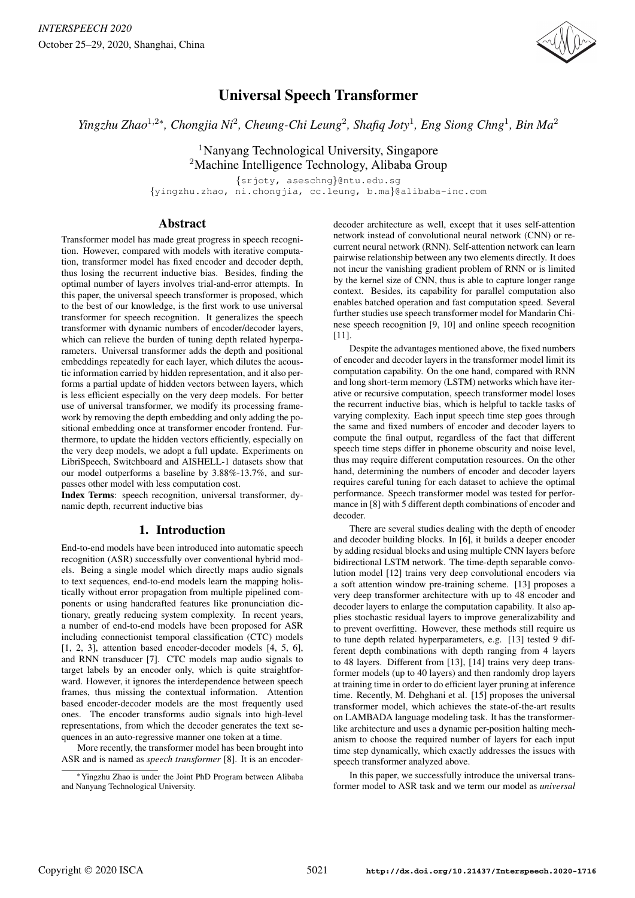# Universal Speech Transformer

*Yingzhu Zhao[1,2]*, Chongjia Ni[2], Cheung-Chi Leung[2], Shafiq Joty[1], Eng Siong Chng[1], Bin Ma[2]*

[1]Nanyang Technological University, Singapore
[2]Machine Intelligence Technology, Alibaba Group

{srjoty, aseschng}@ntu.edu.sg
{yingzhu.zhao, ni.chongjia, cc.leung, b.ma}@alibaba-inc.com

## Abstract

Transformer model has made great progress in speech recognition. However, compared with models with iterative computation, transformer model has fixed encoder and decoder depth, thus losing the recurrent inductive bias. Besides, finding the optimal number of layers involves trial-and-error attempts. In this paper, the universal speech transformer is proposed, which to the best of our knowledge, is the first work to use universal transformer for speech recognition. It generalizes the speech transformer with dynamic numbers of encoder/decoder layers, which can relieve the burden of tuning depth related hyperparameters. Universal transformer adds the depth and positional embeddings repeatedly for each layer, which dilutes the acoustic information carried by hidden representation, and it also performs a partial update of hidden vectors between layers, which is less efficient especially on the very deep models. For better use of universal transformer, we modify its processing framework by removing the depth embedding and only adding the positional embedding once at transformer encoder frontend. Furthermore, to update the hidden vectors efficiently, especially on the very deep models, we adopt a full update. Experiments on LibriSpeech, Switchboard and AISHELL-1 datasets show that our model outperforms a baseline by 3.88%-13.7%, and surpasses other model with less computation cost.

**Index Terms**: speech recognition, universal transformer, dynamic depth, recurrent inductive bias

## 1. Introduction

End-to-end models have been introduced into automatic speech recognition (ASR) successfully over conventional hybrid models. Being a single model which directly maps audio signals to text sequences, end-to-end models learn the mapping holistically without error propagation from multiple pipelined components or using handcrafted features like pronunciation dictionary, greatly reducing system complexity. In recent years, a number of end-to-end models have been proposed for ASR including connectionist temporal classification (CTC) models [1, 2, 3], attention based encoder-decoder models [4, 5, 6], and RNN transducer [7]. CTC models map audio signals to target labels by an encoder only, which is quite straightforward. However, it ignores the interdependence between speech frames, thus missing the contextual information. Attention based encoder-decoder models are the most frequently used ones. The encoder transforms audio signals into high-level representations, from which the decoder generates the text sequences in an auto-regressive manner one token at a time.

More recently, the transformer model has been brought into ASR and is named as *speech transformer* [8]. It is an encoder-decoder architecture as well, except that it uses self-attention network instead of convolutional neural network (CNN) or recurrent neural network (RNN). Self-attention network can learn pairwise relationship between any two elements directly. It does not incur the vanishing gradient problem of RNN or is limited by the kernel size of CNN, thus is able to capture longer range context. Besides, its capability for parallel computation also enables batched operation and fast computation speed. Several further studies use speech transformer model for Mandarin Chinese speech recognition [9, 10] and online speech recognition [11].

Despite the advantages mentioned above, the fixed numbers of encoder and decoder layers in the transformer model limit its computation capability. On the one hand, compared with RNN and long short-term memory (LSTM) networks which have iterative or recursive computation, speech transformer model loses the recurrent inductive bias, which is helpful to tackle tasks of varying complexity. Each input speech time step goes through the same and fixed numbers of encoder and decoder layers to compute the final output, regardless of the fact that different speech time steps differ in phoneme obscurity and noise level, thus may require different computation resources. On the other hand, determining the numbers of encoder and decoder layers requires careful tuning for each dataset to achieve the optimal performance. Speech transformer model was tested for performance in [8] with 5 different depth combinations of encoder and decoder.

There are several studies dealing with the depth of encoder and decoder building blocks. In [6], it builds a deeper encoder by adding residual blocks and using multiple CNN layers before bidirectional LSTM network. The time-depth separable convolution model [12] trains very deep convolutional encoders via a soft attention window pre-training scheme. [13] proposes a very deep transformer architecture with up to 48 encoder and decoder layers to enlarge the computation capability. It also applies stochastic residual layers to improve generalizability and to prevent overfitting. However, these methods still require us to tune depth related hyperparameters, e.g. [13] tested 9 different depth combinations with depth ranging from 4 layers to 48 layers. Different from [13], [14] trains very deep transformer models (up to 40 layers) and then randomly drop layers at training time in order to do efficient layer pruning at inference time. Recently, M. Dehghani et al. [15] proposes the universal transformer model, which achieves the state-of-the-art results on LAMBADA language modeling task. It has the transformer-like architecture and uses a dynamic per-position halting mechanism to choose the required number of layers for each input time step dynamically, which exactly addresses the issues with speech transformer analyzed above.

In this paper, we successfully introduce the universal transformer model to ASR task and we term our model as *universal*

*Yingzhu Zhao is under the Joint PhD Program between Alibaba and Nanyang Technological University.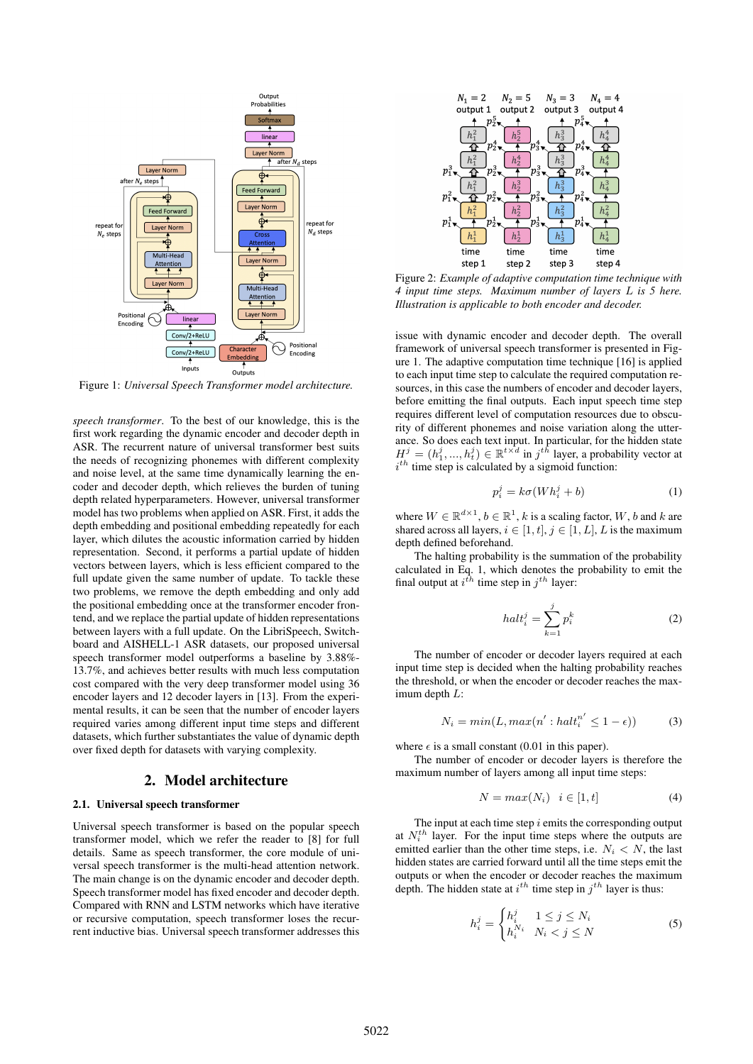Figure 1: *Universal Speech Transformer model architecture.*

*speech transformer*. To the best of our knowledge, this is the first work regarding the dynamic encoder and decoder depth in ASR. The recurrent nature of universal transformer best suits the needs of recognizing phonemes with different complexity and noise level, at the same time dynamically learning the encoder and decoder depth, which relieves the burden of tuning depth related hyperparameters. However, universal transformer model has two problems when applied on ASR. First, it adds the depth embedding and positional embedding repeatedly for each layer, which dilutes the acoustic information carried by hidden representation. Second, it performs a partial update of hidden vectors between layers, which is less efficient compared to the full update given the same number of update. To tackle these two problems, we remove the depth embedding and only add the positional embedding once at the transformer encoder frontend, and we replace the partial update of hidden representations between layers with a full update. On the LibriSpeech, Switchboard and AISHELL-1 ASR datasets, our proposed universal speech transformer model outperforms a baseline by 3.88%-13.7%, and achieves better results with much less computation cost compared with the very deep transformer model using 36 encoder layers and 12 decoder layers in [13]. From the experimental results, it can be seen that the number of encoder layers required varies among different input time steps and different datasets, which further substantiates the value of dynamic depth over fixed depth for datasets with varying complexity.

## 2. Model architecture

### 2.1. Universal speech transformer

Universal speech transformer is based on the popular speech transformer model, which we refer the reader to [8] for full details. Same as speech transformer, the core module of universal speech transformer is the multi-head attention network. The main change is on the dynamic encoder and decoder depth. Speech transformer model has fixed encoder and decoder depth. Compared with RNN and LSTM networks which have iterative or recursive computation, speech transformer loses the recurrent inductive bias. Universal speech transformer addresses this issue with dynamic encoder and decoder depth. The overall framework of universal speech transformer is presented in Figure 1. The adaptive computation time technique [16] is applied to each input time step to calculate the required computation resources, in this case the numbers of encoder and decoder layers, before emitting the final outputs. Each input speech time step requires different level of computation resources due to obscurity of different phonemes and noise variation along the utterance. So does each text input. In particular, for the hidden state $H^j = (h_1^j, ..., h_t^j) \in \mathbb{R}^{t \times d}$ in $j^{th}$ layer, a probability vector at $i^{th}$ time step is calculated by a sigmoid function:

$$p_i^j = k\sigma(Wh_i^j + b) \tag{1}$$

where $W \in \mathbb{R}^{d \times 1}$, $b \in \mathbb{R}^1$, $k$ is a scaling factor, $W$, $b$ and $k$ are shared across all layers, $i \in [1, t]$, $j \in [1, L]$, $L$ is the maximum depth defined beforehand.

The halting probability is the summation of the probability calculated in Eq. 1, which denotes the probability to emit the final output at $i^{th}$ time step in $j^{th}$ layer:

$$halt_i^j = \sum_{k=1}^{j} p_i^k \tag{2}$$

The number of encoder or decoder layers required at each input time step is decided when the halting probability reaches the threshold, or when the encoder or decoder reaches the maximum depth $L$:

$$N_i = min(L, max(n' : halt_i^{n'} \leq 1 - \epsilon)) \tag{3}$$

where $\epsilon$ is a small constant (0.01 in this paper).

The number of encoder or decoder layers is therefore the maximum number of layers among all input time steps:

$$N = max(N_i) \quad i \in [1, t] \tag{4}$$

The input at each time step $i$ emits the corresponding output at $N_i^{th}$ layer. For the input time steps where the outputs are emitted earlier than the other time steps, i.e. $N_i < N$, the last hidden states are carried forward until all the time steps emit the outputs or when the encoder or decoder reaches the maximum depth. The hidden state at $i^{th}$ time step in $j^{th}$ layer is thus:

$$h_i^j = \begin{cases} h_i^j & 1 \leq j \leq N_i \\ h_i^{N_i} & N_i < j \leq N \end{cases} \tag{5}$$

Figure 2: *Example of adaptive computation time technique with 4 input time steps. Maximum number of layers L is 5 here. Illustration is applicable to both encoder and decoder.*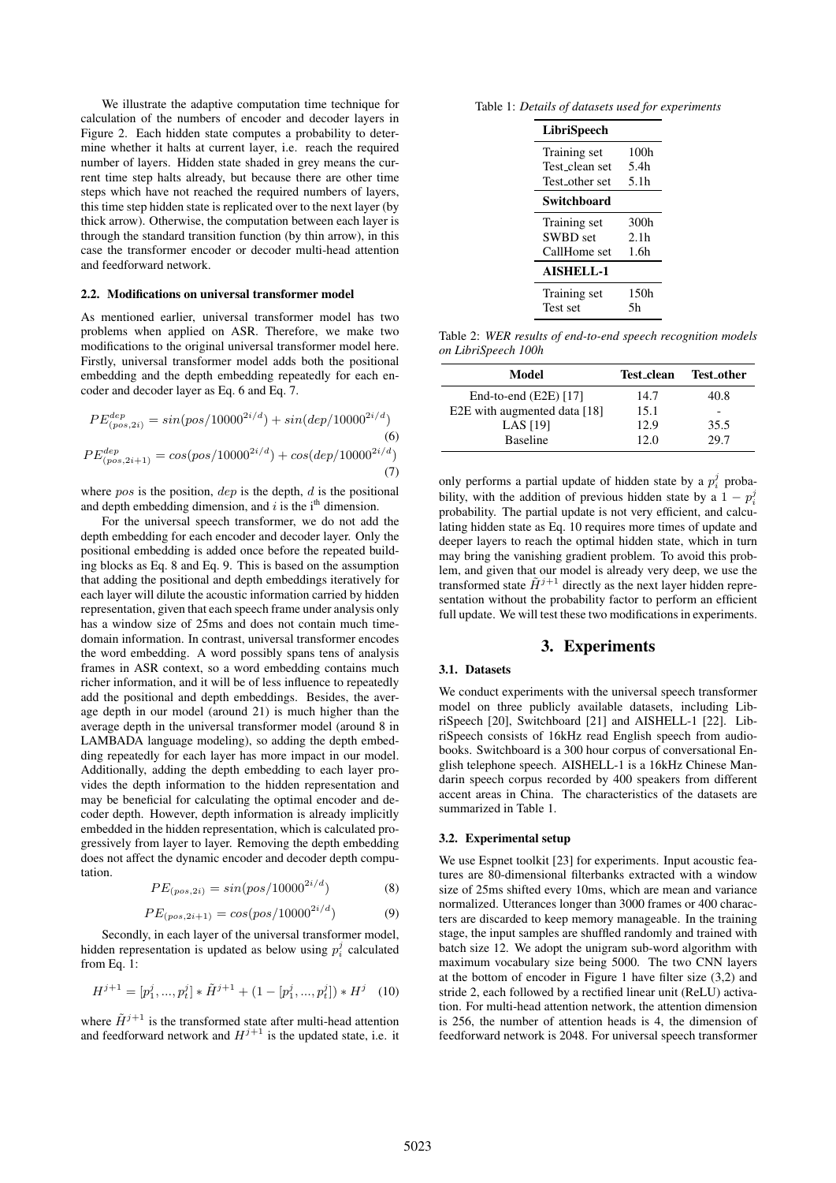We illustrate the adaptive computation time technique for calculation of the numbers of encoder and decoder layers in Figure 2. Each hidden state computes a probability to determine whether it halts at current layer, i.e. reach the required number of layers. Hidden state shaded in grey means the current time step halts already, but because there are other time steps which have not reached the required numbers of layers, this time step hidden state is replicated over to the next layer (by thick arrow). Otherwise, the computation between each layer is through the standard transition function (by thin arrow), in this case the transformer encoder or decoder multi-head attention and feedforward network.

### 2.2. Modifications on universal transformer model

As mentioned earlier, universal transformer model has two problems when applied on ASR. Therefore, we make two modifications to the original universal transformer model here. Firstly, universal transformer model adds both the positional embedding and the depth embedding repeatedly for each encoder and decoder layer as Eq. 6 and Eq. 7.

$$PE^{dep}_{(pos,2i)} = sin(pos/10000^{2i/d}) + sin(dep/10000^{2i/d}) \quad (6)$$

$$PE^{dep}_{(pos,2i+1)} = cos(pos/10000^{2i/d}) + cos(dep/10000^{2i/d}) \quad (7)$$

where $pos$ is the position, $dep$ is the depth, $d$ is the positional and depth embedding dimension, and $i$ is the $i^{th}$ dimension.

For the universal speech transformer, we do not add the depth embedding for each encoder and decoder layer. Only the positional embedding is added once before the repeated building blocks as Eq. 8 and Eq. 9. This is based on the assumption that adding the positional and depth embeddings iteratively for each layer will dilute the acoustic information carried by hidden representation, given that each speech frame under analysis only has a window size of 25ms and does not contain much time-domain information. In contrast, universal transformer encodes the word embedding. A word possibly spans tens of analysis frames in ASR context, so a word embedding contains much richer information, and it will be of less influence to repeatedly add the positional and depth embeddings. Besides, the average depth in our model (around 21) is much higher than the average depth in the universal transformer model (around 8 in LAMBADA language modeling), so adding the depth embedding repeatedly for each layer has more impact in our model. Additionally, adding the depth embedding to each layer provides the depth information to the hidden representation and may be beneficial for calculating the optimal encoder and decoder depth. However, depth information is already implicitly embedded in the hidden representation, which is calculated progressively from layer to layer. Removing the depth embedding does not affect the dynamic encoder and decoder depth computation.

$$PE_{(pos,2i)} = sin(pos/10000^{2i/d}) \quad (8)$$

$$PE_{(pos,2i+1)} = cos(pos/10000^{2i/d}) \quad (9)$$

Secondly, in each layer of the universal transformer model, hidden representation is updated as below using $p^j_i$ calculated from Eq. 1:

$$H^{j+1} = [p^j_1, ..., p^j_t] * \tilde{H}^{j+1} + (1 - [p^j_1, ..., p^j_t]) * H^j \quad (10)$$

where $\tilde{H}^{j+1}$ is the transformed state after multi-head attention and feedforward network and $H^{j+1}$ is the updated state, i.e. it only performs a partial update of hidden state by a $p^j_i$ probability, with the addition of previous hidden state by a $1 - p^j_i$ probability. The partial update is not very efficient, and calculating hidden state as Eq. 10 requires more times of update and deeper layers to reach the optimal hidden state, which in turn may bring the vanishing gradient problem. To avoid this problem, and given that our model is already very deep, we use the transformed state $\tilde{H}^{j+1}$ directly as the next layer hidden representation without the probability factor to perform an efficient full update. We will test these two modifications in experiments.

Table 1: *Details of datasets used for experiments*

| **LibriSpeech** | |
|---|---|
| Training set | 100h |
| Test_clean set | 5.4h |
| Test_other set | 5.1h |
| **Switchboard** | |
| Training set | 300h |
| SWBD set | 2.1h |
| CallHome set | 1.6h |
| **AISHELL-1** | |
| Training set | 150h |
| Test set | 5h |

Table 2: *WER results of end-to-end speech recognition models on LibriSpeech 100h*

| Model | Test_clean | Test_other |
|---|---|---|
| End-to-end (E2E) [17] | 14.7 | 40.8 |
| E2E with augmented data [18] | 15.1 | - |
| LAS [19] | 12.9 | 35.5 |
| Baseline | 12.0 | 29.7 |

## 3. Experiments

### 3.1. Datasets

We conduct experiments with the universal speech transformer model on three publicly available datasets, including LibriSpeech [20], Switchboard [21] and AISHELL-1 [22]. LibriSpeech consists of 16kHz read English speech from audiobooks. Switchboard is a 300 hour corpus of conversational English telephone speech. AISHELL-1 is a 16kHz Chinese Mandarin speech corpus recorded by 400 speakers from different accent areas in China. The characteristics of the datasets are summarized in Table 1.

### 3.2. Experimental setup

We use Espnet toolkit [23] for experiments. Input acoustic features are 80-dimensional filterbanks extracted with a window size of 25ms shifted every 10ms, which are mean and variance normalized. Utterances longer than 3000 frames or 400 characters are discarded to keep memory manageable. In the training stage, the input samples are shuffled randomly and trained with batch size 12. We adopt the unigram sub-word algorithm with maximum vocabulary size being 5000. The two CNN layers at the bottom of encoder in Figure 1 have filter size (3,2) and stride 2, each followed by a rectified linear unit (ReLU) activation. For multi-head attention network, the attention dimension is 256, the number of attention heads is 4, the dimension of feedforward network is 2048. For universal speech transformer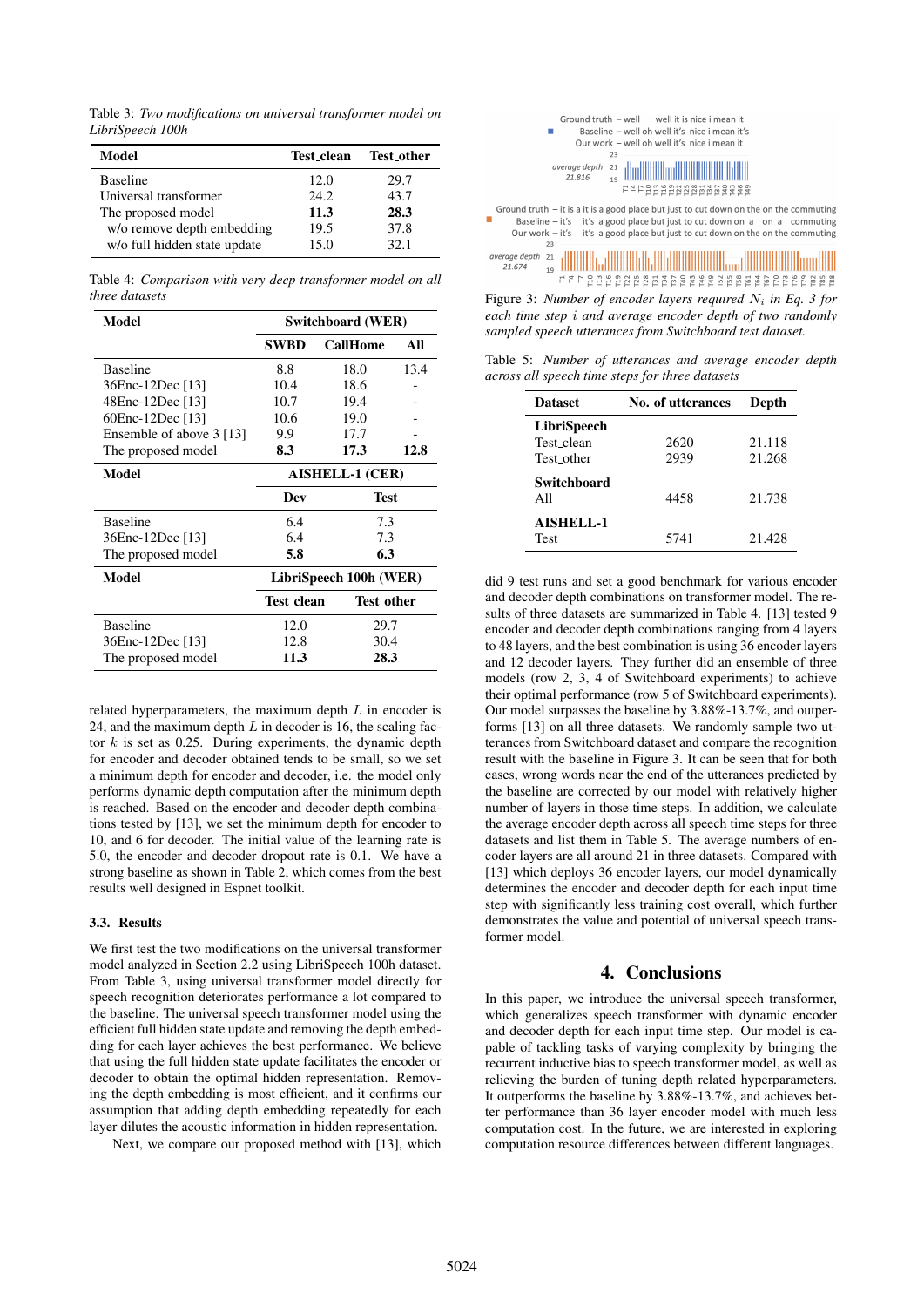Table 3: *Two modifications on universal transformer model on LibriSpeech 100h*

| Model | Test_clean | Test_other |
|---|---|---|
| Baseline | 12.0 | 29.7 |
| Universal transformer | 24.2 | 43.7 |
| The proposed model | **11.3** | **28.3** |
| w/o remove depth embedding | 19.5 | 37.8 |
| w/o full hidden state update | 15.0 | 32.1 |

Table 4: *Comparison with very deep transformer model on all three datasets*

| Model | Switchboard (WER) | | |
|---|---|---|---|
| | **SWBD** | **CallHome** | **All** |
| Baseline | 8.8 | 18.0 | 13.4 |
| 36Enc-12Dec [13] | 10.4 | 18.6 | - |
| 48Enc-12Dec [13] | 10.7 | 19.4 | - |
| 60Enc-12Dec [13] | 10.6 | 19.0 | - |
| Ensemble of above 3 [13] | 9.9 | 17.7 | - |
| The proposed model | **8.3** | **17.3** | **12.8** |
| **Model** | **AISHELL-1 (CER)** | | |
| | **Dev** | **Test** | |
| Baseline | 6.4 | 7.3 | |
| 36Enc-12Dec [13] | 6.4 | 7.3 | |
| The proposed model | **5.8** | **6.3** | |
| **Model** | **LibriSpeech 100h (WER)** | | |
| | **Test_clean** | **Test_other** | |
| Baseline | 12.0 | 29.7 | |
| 36Enc-12Dec [13] | 12.8 | 30.4 | |
| The proposed model | **11.3** | **28.3** | |

related hyperparameters, the maximum depth $L$ in encoder is 24, and the maximum depth $L$ in decoder is 16, the scaling factor $k$ is set as 0.25. During experiments, the dynamic depth for encoder and decoder obtained tends to be small, so we set a minimum depth for encoder and decoder, i.e. the model only performs dynamic depth computation after the minimum depth is reached. Based on the encoder and decoder depth combinations tested by [13], we set the minimum depth for encoder to 10, and 6 for decoder. The initial value of the learning rate is 5.0, the encoder and decoder dropout rate is 0.1. We have a strong baseline as shown in Table 2, which comes from the best results well designed in Espnet toolkit.

### 3.3. Results

We first test the two modifications on the universal transformer model analyzed in Section 2.2 using LibriSpeech 100h dataset. From Table 3, using universal transformer model directly for speech recognition deteriorates performance a lot compared to the baseline. The universal speech transformer model using the efficient full hidden state update and removing the depth embedding for each layer achieves the best performance. We believe that using the full hidden state update facilitates the encoder or decoder to obtain the optimal hidden representation. Removing the depth embedding is most efficient, and it confirms our assumption that adding depth embedding repeatedly for each layer dilutes the acoustic information in hidden representation.

Next, we compare our proposed method with [13], which did 9 test runs and set a good benchmark for various encoder and decoder depth combinations on transformer model. The results of three datasets are summarized in Table 4. [13] tested 9 encoder and decoder depth combinations ranging from 4 layers to 48 layers, and the best combination is using 36 encoder layers and 12 decoder layers. They further did an ensemble of three models (row 2, 3, 4 of Switchboard experiments) to achieve their optimal performance (row 5 of Switchboard experiments). Our model surpasses the baseline by 3.88%-13.7%, and outperforms [13] on all three datasets. We randomly sample two utterances from Switchboard dataset and compare the recognition result with the baseline in Figure 3. It can be seen that for both cases, wrong words near the end of the utterances predicted by the baseline are corrected by our model with relatively higher number of layers in those time steps. In addition, we calculate the average encoder depth across all speech time steps for three datasets and list them in Table 5. The average numbers of encoder layers are all around 21 in three datasets. Compared with [13] which deploys 36 encoder layers, our model dynamically determines the encoder and decoder depth for each input time step with significantly less training cost overall, which further demonstrates the value and potential of universal speech transformer model.

Figure 3: *Number of encoder layers required $N_i$ in Eq. 3 for each time step $i$ and average encoder depth of two randomly sampled speech utterances from Switchboard test dataset.*

Table 5: *Number of utterances and average encoder depth across all speech time steps for three datasets*

| Dataset | No. of utterances | Depth |
|---|---|---|
| **LibriSpeech** | | |
| Test_clean | 2620 | 21.118 |
| Test_other | 2939 | 21.268 |
| **Switchboard** | | |
| All | 4458 | 21.738 |
| **AISHELL-1** | | |
| Test | 5741 | 21.428 |

## 4. Conclusions

In this paper, we introduce the universal speech transformer, which generalizes speech transformer with dynamic encoder and decoder depth for each input time step. Our model is capable of tackling tasks of varying complexity by bringing the recurrent inductive bias to speech transformer model, as well as relieving the burden of tuning depth related hyperparameters. It outperforms the baseline by 3.88%-13.7%, and achieves better performance than 36 layer encoder model with much less computation cost. In the future, we are interested in exploring computation resource differences between different languages.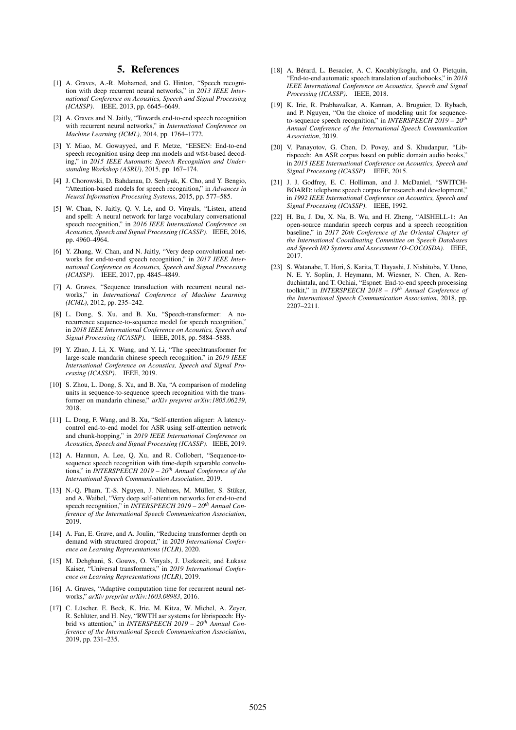## 5. References

[1] A. Graves, A.-R. Mohamed, and G. Hinton, "Speech recognition with deep recurrent neural networks," in *2013 IEEE International Conference on Acoustics, Speech and Signal Processing (ICASSP)*. IEEE, 2013, pp. 6645–6649.

[2] A. Graves and N. Jaitly, "Towards end-to-end speech recognition with recurrent neural networks," in *International Conference on Machine Learning (ICML)*, 2014, pp. 1764–1772.

[3] Y. Miao, M. Gowayyed, and F. Metze, "EESEN: End-to-end speech recognition using deep rnn models and wfst-based decoding," in *2015 IEEE Automatic Speech Recognition and Understanding Workshop (ASRU)*, 2015, pp. 167–174.

[4] J. Chorowski, D. Bahdanau, D. Serdyuk, K. Cho, and Y. Bengio, "Attention-based models for speech recognition," in *Advances in Neural Information Processing Systems*, 2015, pp. 577–585.

[5] W. Chan, N. Jaitly, Q. V. Le, and O. Vinyals, "Listen, attend and spell: A neural network for large vocabulary conversational speech recognition," in *2016 IEEE International Conference on Acoustics, Speech and Signal Processing (ICASSP)*. IEEE, 2016, pp. 4960–4964.

[6] Y. Zhang, W. Chan, and N. Jaitly, "Very deep convolutional networks for end-to-end speech recognition," in *2017 IEEE International Conference on Acoustics, Speech and Signal Processing (ICASSP)*. IEEE, 2017, pp. 4845–4849.

[7] A. Graves, "Sequence transduction with recurrent neural networks," in *International Conference of Machine Learning (ICML)*, 2012, pp. 235–242.

[8] L. Dong, S. Xu, and B. Xu, "Speech-transformer: A no-recurrence sequence-to-sequence model for speech recognition," in *2018 IEEE International Conference on Acoustics, Speech and Signal Processing (ICASSP)*. IEEE, 2018, pp. 5884–5888.

[9] Y. Zhao, J. Li, X. Wang, and Y. Li, "The speechtransformer for large-scale mandarin chinese speech recognition," in *2019 IEEE International Conference on Acoustics, Speech and Signal Processing (ICASSP)*. IEEE, 2019.

[10] S. Zhou, L. Dong, S. Xu, and B. Xu, "A comparison of modeling units in sequence-to-sequence speech recognition with the transformer on mandarin chinese," *arXiv preprint arXiv:1805.06239*, 2018.

[11] L. Dong, F. Wang, and B. Xu, "Self-attention aligner: A latency-control end-to-end model for ASR using self-attention network and chunk-hopping," in *2019 IEEE International Conference on Acoustics, Speech and Signal Processing (ICASSP)*. IEEE, 2019.

[12] A. Hannun, A. Lee, Q. Xu, and R. Collobert, "Sequence-to-sequence speech recognition with time-depth separable convolutions," in *INTERSPEECH 2019 – 20th Annual Conference of the International Speech Communication Association*, 2019.

[13] N.-Q. Pham, T.-S. Nguyen, J. Niehues, M. Müller, S. Stüker, and A. Waibel, "Very deep self-attention networks for end-to-end speech recognition," in *INTERSPEECH 2019 – 20th Annual Conference of the International Speech Communication Association*, 2019.

[14] A. Fan, E. Grave, and A. Joulin, "Reducing transformer depth on demand with structured dropout," in *2020 International Conference on Learning Representations (ICLR)*, 2020.

[15] M. Dehghani, S. Gouws, O. Vinyals, J. Uszkoreit, and Łukasz Kaiser, "Universal transformers," in *2019 International Conference on Learning Representations (ICLR)*, 2019.

[16] A. Graves, "Adaptive computation time for recurrent neural networks," *arXiv preprint arXiv:1603.08983*, 2016.

[17] C. Lüscher, E. Beck, K. Irie, M. Kitza, W. Michel, A. Zeyer, R. Schlüter, and H. Ney, "RWTH asr systems for librispeech: Hybrid vs attention," in *INTERSPEECH 2019 – 20th Annual Conference of the International Speech Communication Association*, 2019, pp. 231–235.

[18] A. Bérard, L. Besacier, A. C. Kocabiyikoglu, and O. Pietquin, "End-to-end automatic speech translation of audiobooks," in *2018 IEEE International Conference on Acoustics, Speech and Signal Processing (ICASSP)*. IEEE, 2018.

[19] K. Irie, R. Prabhavalkar, A. Kannan, A. Bruguier, D. Rybach, and P. Nguyen, "On the choice of modeling unit for sequence-to-sequence speech recognition," in *INTERSPEECH 2019 – 20th Annual Conference of the International Speech Communication Association*, 2019.

[20] V. Panayotov, G. Chen, D. Povey, and S. Khudanpur, "Librispeech: An ASR corpus based on public domain audio books," in *2015 IEEE International Conference on Acoustics, Speech and Signal Processing (ICASSP)*. IEEE, 2015.

[21] J. J. Godfrey, E. C. Holliman, and J. McDaniel, "SWITCHBOARD: telephone speech corpus for research and development," in *1992 IEEE International Conference on Acoustics, Speech and Signal Processing (ICASSP)*. IEEE, 1992.

[22] H. Bu, J. Du, X. Na, B. Wu, and H. Zheng, "AISHELL-1: An open-source mandarin speech corpus and a speech recognition baseline," in *2017 20th Conference of the Oriental Chapter of the International Coordinating Committee on Speech Databases and Speech I/O Systems and Assessment (O-COCOSDA)*. IEEE, 2017.

[23] S. Watanabe, T. Hori, S. Karita, T. Hayashi, J. Nishitoba, Y. Unno, N. E. Y. Soplin, J. Heymann, M. Wiesner, N. Chen, A. Renduchintala, and T. Ochiai, "Espnet: End-to-end speech processing toolkit," in *INTERSPEECH 2018 – 19th Annual Conference of the International Speech Communication Association*, 2018, pp. 2207–2211.